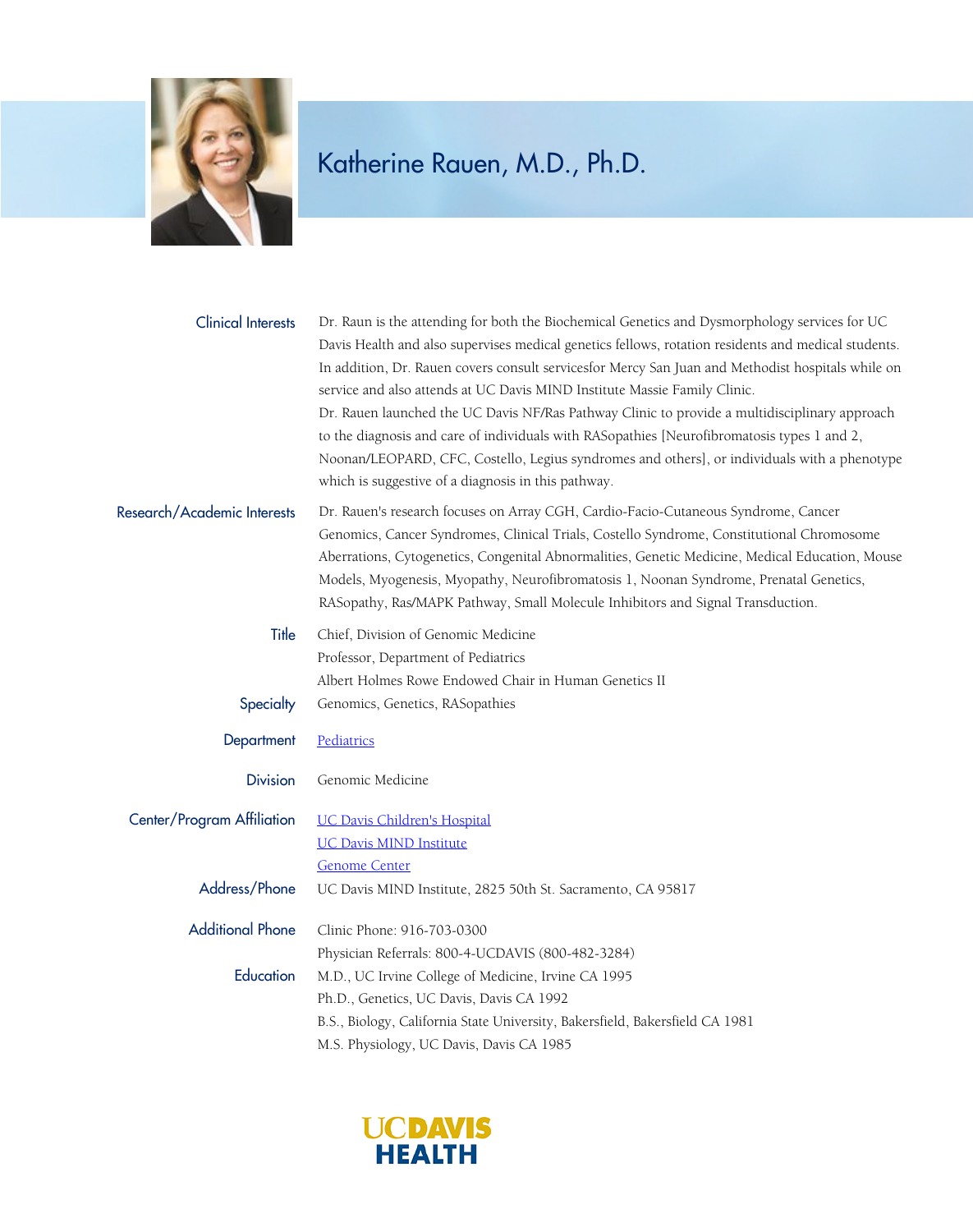# Katherine Rauen, M.D., Ph.D.

**Clinical Interests**

Dr. Raun is the attending for both the Biochemical Genetics and Dysmorphology services for UC Davis Health and also supervises medical genetics fellows, rotation residents and medical students. In addition, Dr. Rauen covers consult servicesfor Mercy San Juan and Methodist hospitals while on service and also attends at UC Davis MIND Institute Massie Family Clinic.

Dr. Rauen launched the UC Davis NF/Ras Pathway Clinic to provide a multidisciplinary approach to the diagnosis and care of individuals with RASopathies [Neurofibromatosis types 1 and 2, Noonan/LEOPARD, CFC, Costello, Legius syndromes and others], or individuals with a phenotype which is suggestive of a diagnosis in this pathway.

**Research/Academic Interests**

Dr. Rauen's research focuses on Array CGH, Cardio-Facio-Cutaneous Syndrome, Cancer Genomics, Cancer Syndromes, Clinical Trials, Costello Syndrome, Constitutional Chromosome Aberrations, Cytogenetics, Congenital Abnormalities, Genetic Medicine, Medical Education, Mouse Models, Myogenesis, Myopathy, Neurofibromatosis 1, Noonan Syndrome, Prenatal Genetics, RASopathy, Ras/MAPK Pathway, Small Molecule Inhibitors and Signal Transduction.

**Title**

Chief, Division of Genomic Medicine
Professor, Department of Pediatrics
Albert Holmes Rowe Endowed Chair in Human Genetics II

**Specialty**

Genomics, Genetics, RASopathies

**Department**

Pediatrics

**Division**

Genomic Medicine

**Center/Program Affiliation**

UC Davis Children's Hospital
UC Davis MIND Institute
Genome Center

**Address/Phone**

UC Davis MIND Institute, 2825 50th St. Sacramento, CA 95817

**Additional Phone**

Clinic Phone: 916-703-0300
Physician Referrals: 800-4-UCDAVIS (800-482-3284)

**Education**

M.D., UC Irvine College of Medicine, Irvine CA 1995
Ph.D., Genetics, UC Davis, Davis CA 1992
B.S., Biology, California State University, Bakersfield, Bakersfield CA 1981
M.S. Physiology, UC Davis, Davis CA 1985

UC DAVIS HEALTH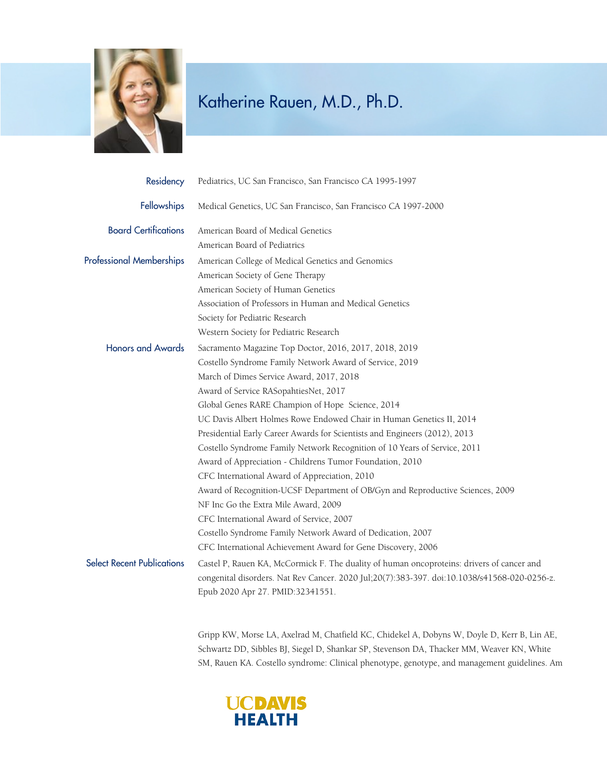# Katherine Rauen, M.D., Ph.D.

**Residency**

Pediatrics, UC San Francisco, San Francisco CA 1995-1997

**Fellowships**

Medical Genetics, UC San Francisco, San Francisco CA 1997-2000

**Board Certifications**

American Board of Medical Genetics
American Board of Pediatrics

**Professional Memberships**

American College of Medical Genetics and Genomics
American Society of Gene Therapy
American Society of Human Genetics
Association of Professors in Human and Medical Genetics
Society for Pediatric Research
Western Society for Pediatric Research

**Honors and Awards**

Sacramento Magazine Top Doctor, 2016, 2017, 2018, 2019
Costello Syndrome Family Network Award of Service, 2019
March of Dimes Service Award, 2017, 2018
Award of Service RASopahtiesNet, 2017
Global Genes RARE Champion of Hope Science, 2014
UC Davis Albert Holmes Rowe Endowed Chair in Human Genetics II, 2014
Presidential Early Career Awards for Scientists and Engineers (2012), 2013
Costello Syndrome Family Network Recognition of 10 Years of Service, 2011
Award of Appreciation - Childrens Tumor Foundation, 2010
CFC International Award of Appreciation, 2010
Award of Recognition-UCSF Department of OB/Gyn and Reproductive Sciences, 2009
NF Inc Go the Extra Mile Award, 2009
CFC International Award of Service, 2007
Costello Syndrome Family Network Award of Dedication, 2007
CFC International Achievement Award for Gene Discovery, 2006

**Select Recent Publications**

Castel P, Rauen KA, McCormick F. The duality of human oncoproteins: drivers of cancer and congenital disorders. Nat Rev Cancer. 2020 Jul;20(7):383-397. doi:10.1038/s41568-020-0256-z. Epub 2020 Apr 27. PMID:32341551.

Gripp KW, Morse LA, Axelrad M, Chatfield KC, Chidekel A, Dobyns W, Doyle D, Kerr B, Lin AE, Schwartz DD, Sibbles BJ, Siegel D, Shankar SP, Stevenson DA, Thacker MM, Weaver KN, White SM, Rauen KA. Costello syndrome: Clinical phenotype, genotype, and management guidelines. Am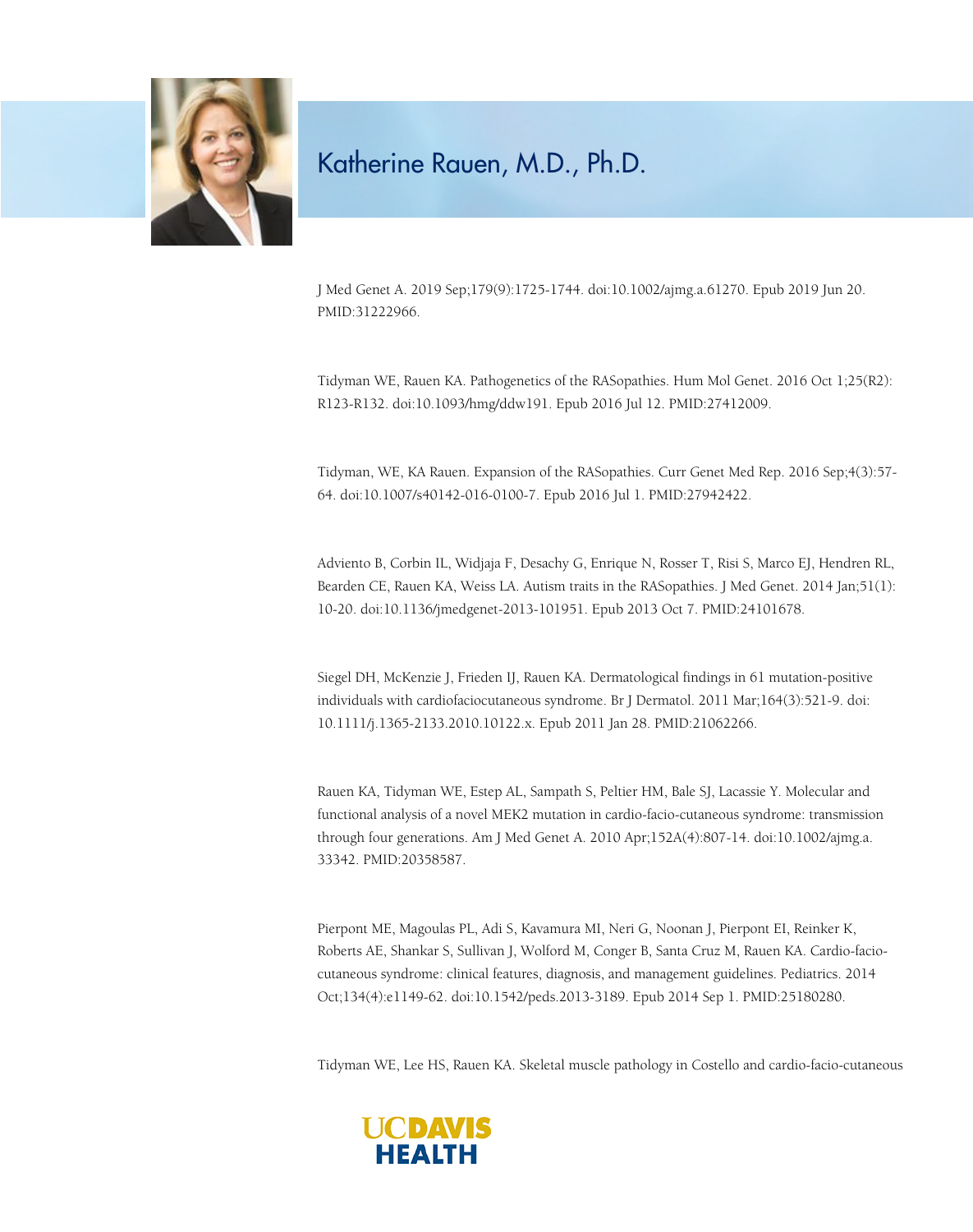# Katherine Rauen, M.D., Ph.D.

J Med Genet A. 2019 Sep;179(9):1725-1744. doi:10.1002/ajmg.a.61270. Epub 2019 Jun 20. PMID:31222966.

Tidyman WE, Rauen KA. Pathogenetics of the RASopathies. Hum Mol Genet. 2016 Oct 1;25(R2): R123-R132. doi:10.1093/hmg/ddw191. Epub 2016 Jul 12. PMID:27412009.

Tidyman, WE, KA Rauen. Expansion of the RASopathies. Curr Genet Med Rep. 2016 Sep;4(3):57-64. doi:10.1007/s40142-016-0100-7. Epub 2016 Jul 1. PMID:27942422.

Adviento B, Corbin IL, Widjaja F, Desachy G, Enrique N, Rosser T, Risi S, Marco EJ, Hendren RL, Bearden CE, Rauen KA, Weiss LA. Autism traits in the RASopathies. J Med Genet. 2014 Jan;51(1): 10-20. doi:10.1136/jmedgenet-2013-101951. Epub 2013 Oct 7. PMID:24101678.

Siegel DH, McKenzie J, Frieden IJ, Rauen KA. Dermatological findings in 61 mutation-positive individuals with cardiofaciocutaneous syndrome. Br J Dermatol. 2011 Mar;164(3):521-9. doi: 10.1111/j.1365-2133.2010.10122.x. Epub 2011 Jan 28. PMID:21062266.

Rauen KA, Tidyman WE, Estep AL, Sampath S, Peltier HM, Bale SJ, Lacassie Y. Molecular and functional analysis of a novel MEK2 mutation in cardio-facio-cutaneous syndrome: transmission through four generations. Am J Med Genet A. 2010 Apr;152A(4):807-14. doi:10.1002/ajmg.a. 33342. PMID:20358587.

Pierpont ME, Magoulas PL, Adi S, Kavamura MI, Neri G, Noonan J, Pierpont EI, Reinker K, Roberts AE, Shankar S, Sullivan J, Wolford M, Conger B, Santa Cruz M, Rauen KA. Cardio-facio-cutaneous syndrome: clinical features, diagnosis, and management guidelines. Pediatrics. 2014 Oct;134(4):e1149-62. doi:10.1542/peds.2013-3189. Epub 2014 Sep 1. PMID:25180280.

Tidyman WE, Lee HS, Rauen KA. Skeletal muscle pathology in Costello and cardio-facio-cutaneous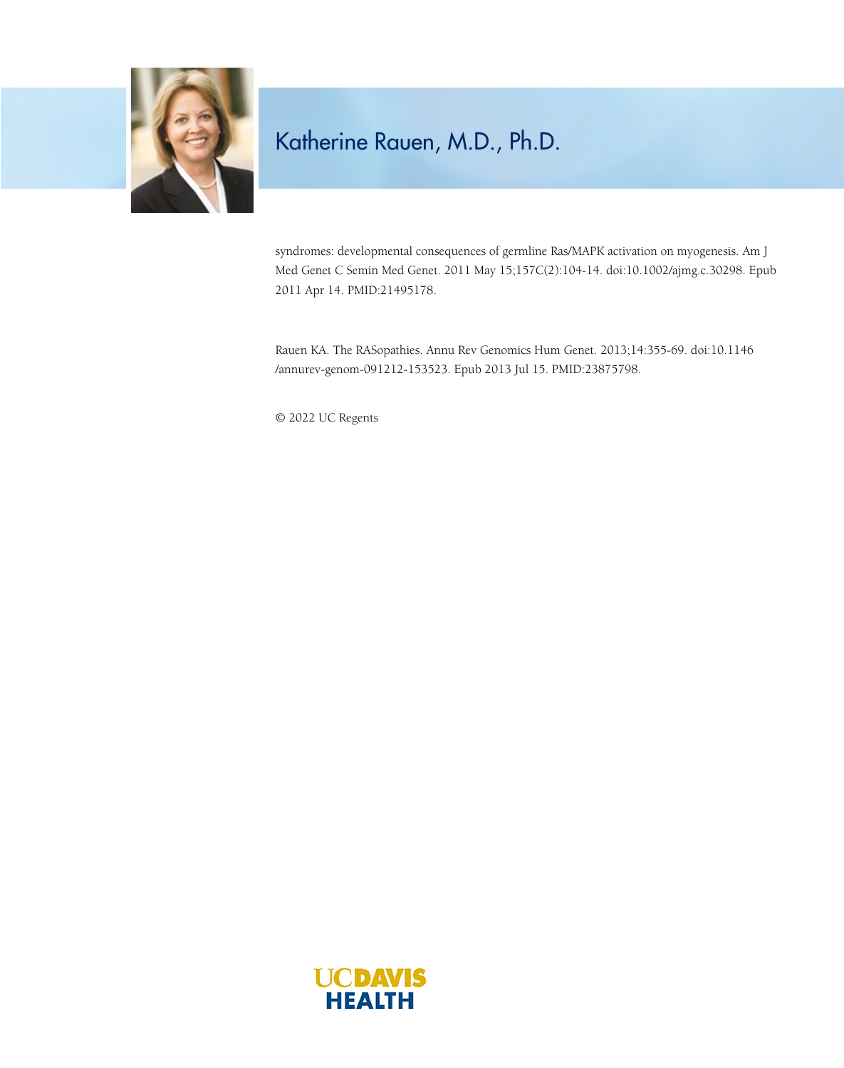# Katherine Rauen, M.D., Ph.D.

syndromes: developmental consequences of germline Ras/MAPK activation on myogenesis. Am J Med Genet C Semin Med Genet. 2011 May 15;157C(2):104-14. doi:10.1002/ajmg.c.30298. Epub 2011 Apr 14. PMID:21495178.

Rauen KA. The RASopathies. Annu Rev Genomics Hum Genet. 2013;14:355-69. doi:10.1146/annurev-genom-091212-153523. Epub 2013 Jul 15. PMID:23875798.

© 2022 UC Regents

UC DAVIS HEALTH